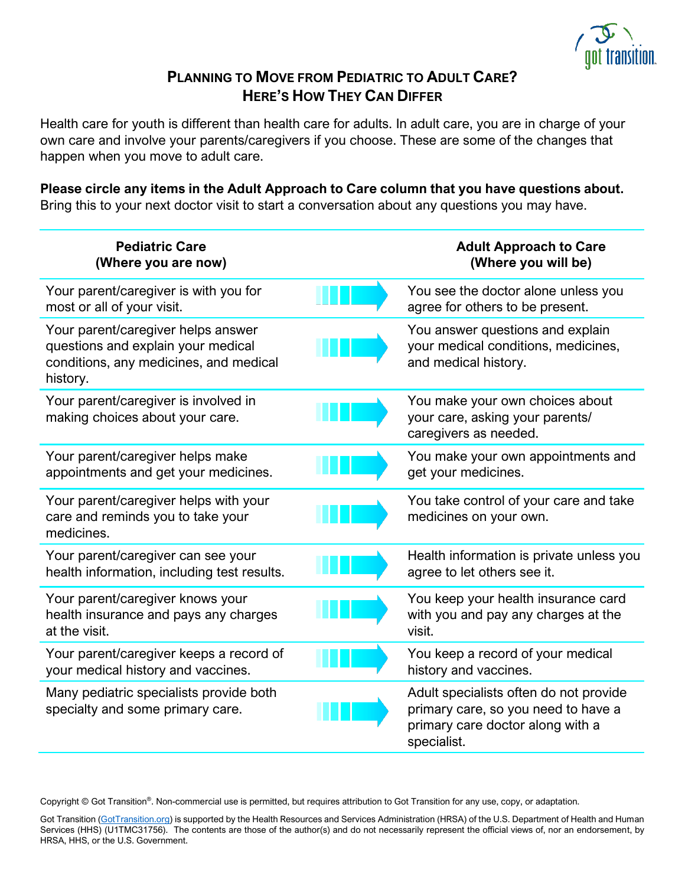# Planning to Move from Pediatric to Adult Care? Here's How They Can Differ

Health care for youth is different than health care for adults. In adult care, you are in charge of your own care and involve your parents/caregivers if you choose. These are some of the changes that happen when you move to adult care.

**Please circle any items in the Adult Approach to Care column that you have questions about.** Bring this to your next doctor visit to start a conversation about any questions you may have.

| Pediatric Care (Where you are now) | | Adult Approach to Care (Where you will be) |
|---|---|---|
| Your parent/caregiver is with you for most or all of your visit. | → | You see the doctor alone unless you agree for others to be present. |
| Your parent/caregiver helps answer questions and explain your medical conditions, any medicines, and medical history. | → | You answer questions and explain your medical conditions, medicines, and medical history. |
| Your parent/caregiver is involved in making choices about your care. | → | You make your own choices about your care, asking your parents/ caregivers as needed. |
| Your parent/caregiver helps make appointments and get your medicines. | → | You make your own appointments and get your medicines. |
| Your parent/caregiver helps with your care and reminds you to take your medicines. | → | You take control of your care and take medicines on your own. |
| Your parent/caregiver can see your health information, including test results. | → | Health information is private unless you agree to let others see it. |
| Your parent/caregiver knows your health insurance and pays any charges at the visit. | → | You keep your health insurance card with you and pay any charges at the visit. |
| Your parent/caregiver keeps a record of your medical history and vaccines. | → | You keep a record of your medical history and vaccines. |
| Many pediatric specialists provide both specialty and some primary care. | → | Adult specialists often do not provide primary care, so you need to have a primary care doctor along with a specialist. |

Copyright © Got Transition®. Non-commercial use is permitted, but requires attribution to Got Transition for any use, copy, or adaptation.

Got Transition (GotTransition.org) is supported by the Health Resources and Services Administration (HRSA) of the U.S. Department of Health and Human Services (HHS) (U1TMC31756). The contents are those of the author(s) and do not necessarily represent the official views of, nor an endorsement, by HRSA, HHS, or the U.S. Government.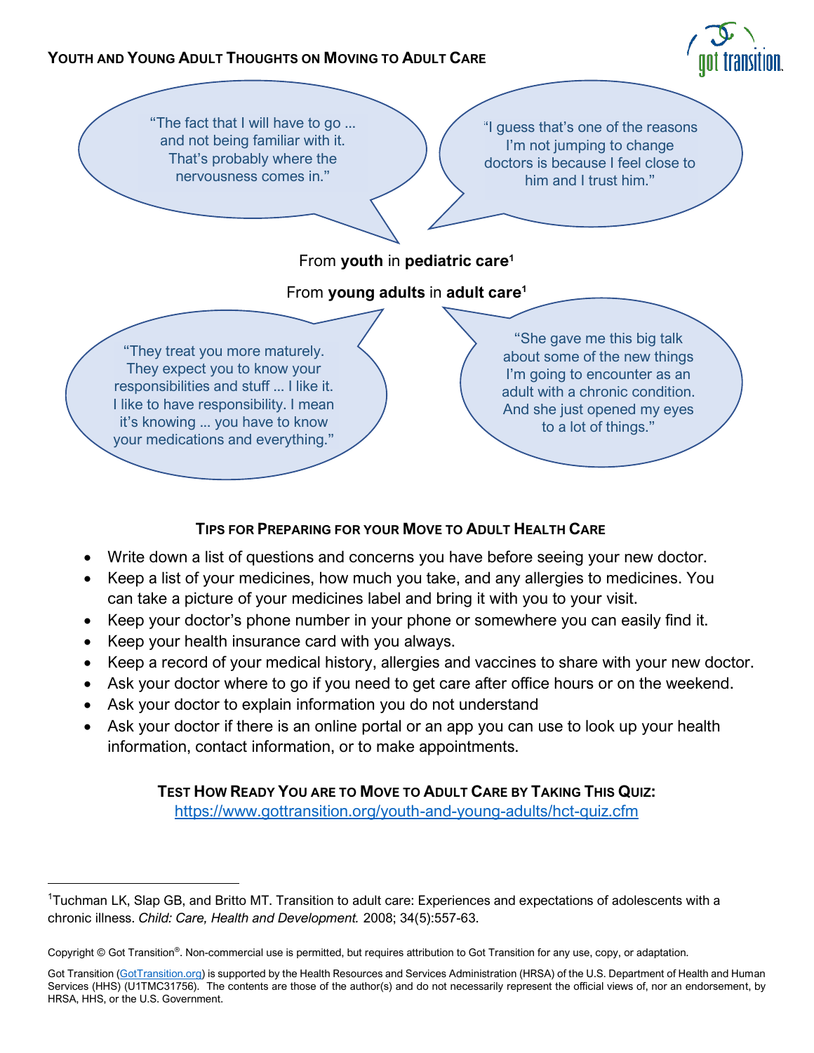## Youth and Young Adult Thoughts on Moving to Adult Care

From **youth** in **pediatric care**[1]

"The fact that I will have to go … and not being familiar with it. That's probably where the nervousness comes in."

"I guess that's one of the reasons I'm not jumping to change doctors is because I feel close to him and I trust him."

From **young adults** in **adult care**[1]

"They treat you more maturely. They expect you to know your responsibilities and stuff … I like it. I like to have responsibility. I mean it's knowing … you have to know your medications and everything."

"She gave me this big talk about some of the new things I'm going to encounter as an adult with a chronic condition. And she just opened my eyes to a lot of things."

### Tips for Preparing for Your Move to Adult Health Care

- Write down a list of questions and concerns you have before seeing your new doctor.
- Keep a list of your medicines, how much you take, and any allergies to medicines. You can take a picture of your medicines label and bring it with you to your visit.
- Keep your doctor's phone number in your phone or somewhere you can easily find it.
- Keep your health insurance card with you always.
- Keep a record of your medical history, allergies and vaccines to share with your new doctor.
- Ask your doctor where to go if you need to get care after office hours or on the weekend.
- Ask your doctor to explain information you do not understand
- Ask your doctor if there is an online portal or an app you can use to look up your health information, contact information, or to make appointments.

### Test How Ready You are to Move to Adult Care by Taking This Quiz:

https://www.gottransition.org/youth-and-young-adults/hct-quiz.cfm

[1]Tuchman LK, Slap GB, and Britto MT. Transition to adult care: Experiences and expectations of adolescents with a chronic illness. *Child: Care, Health and Development.* 2008; 34(5):557-63.

Copyright © Got Transition®. Non-commercial use is permitted, but requires attribution to Got Transition for any use, copy, or adaptation.

Got Transition (GotTransition.org) is supported by the Health Resources and Services Administration (HRSA) of the U.S. Department of Health and Human Services (HHS) (U1TMC31756). The contents are those of the author(s) and do not necessarily represent the official views of, nor an endorsement, by HRSA, HHS, or the U.S. Government.